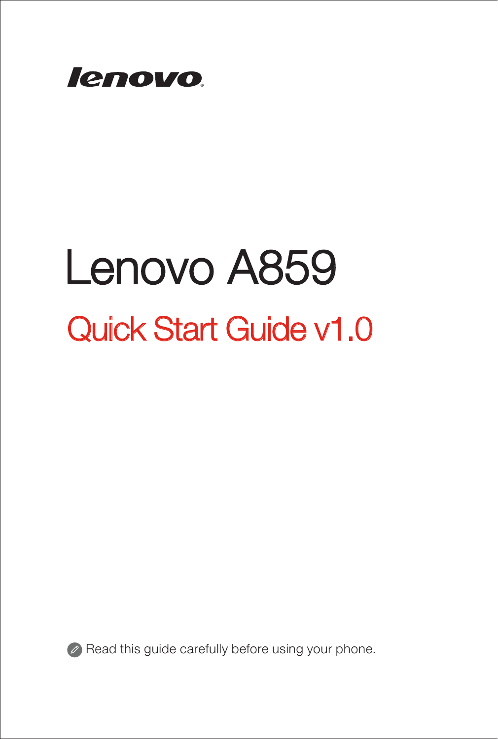lenovo

# Lenovo A859

## Quick Start Guide v1.0

Read this guide carefully before using your phone.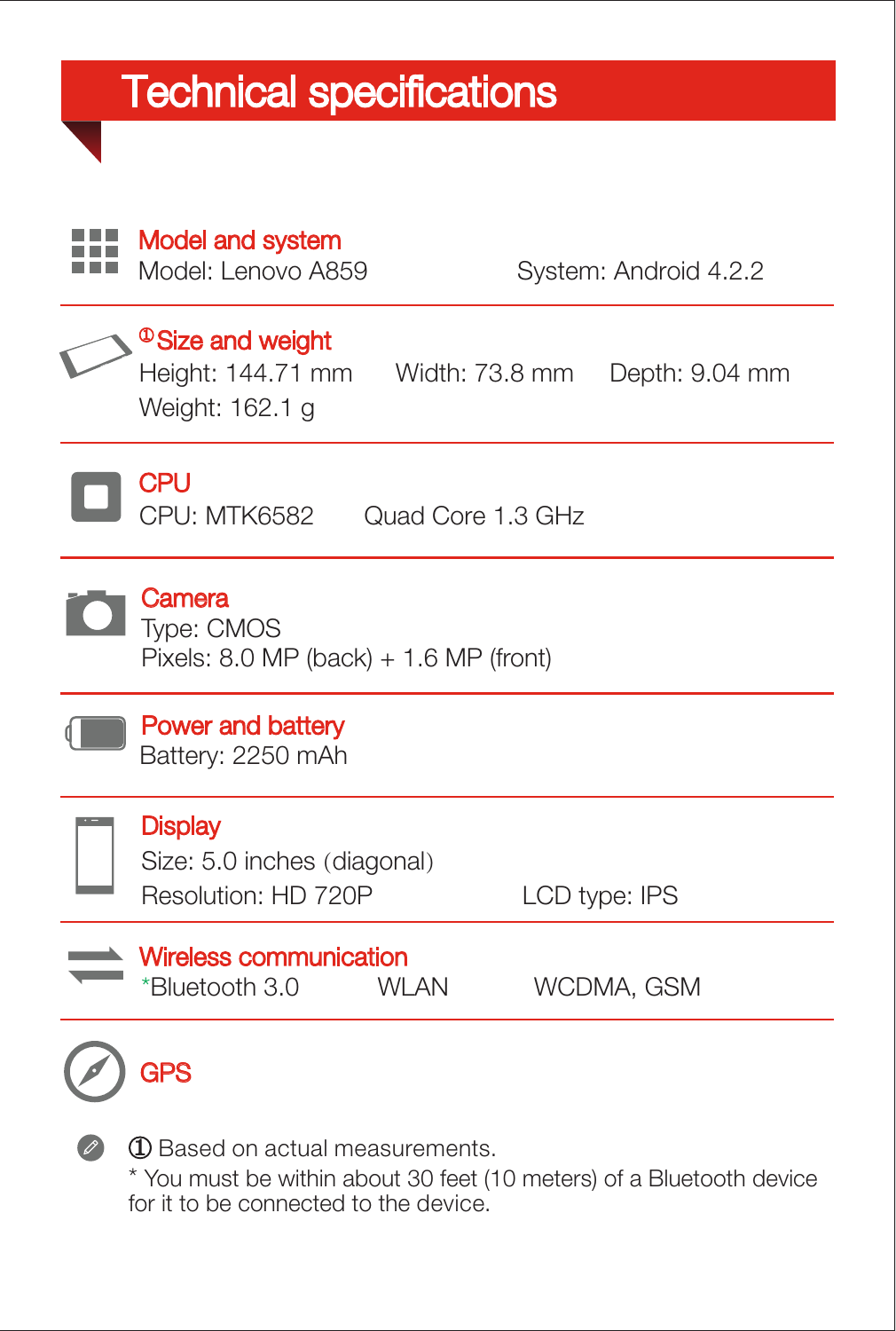# Technical specifications

## Model and system

Model: Lenovo A859 System: Android 4.2.2

## ① Size and weight

Height: 144.71 mm Width: 73.8 mm Depth: 9.04 mm

Weight: 162.1 g

## CPU

CPU: MTK6582 Quad Core 1.3 GHz

## Camera

Type: CMOS

Pixels: 8.0 MP (back) + 1.6 MP (front)

## Power and battery

Battery: 2250 mAh

## Display

Size: 5.0 inches (diagonal)

Resolution: HD 720P LCD type: IPS

## Wireless communication

*Bluetooth 3.0 WLAN WCDMA, GSM

## GPS

① Based on actual measurements.

* You must be within about 30 feet (10 meters) of a Bluetooth device for it to be connected to the device.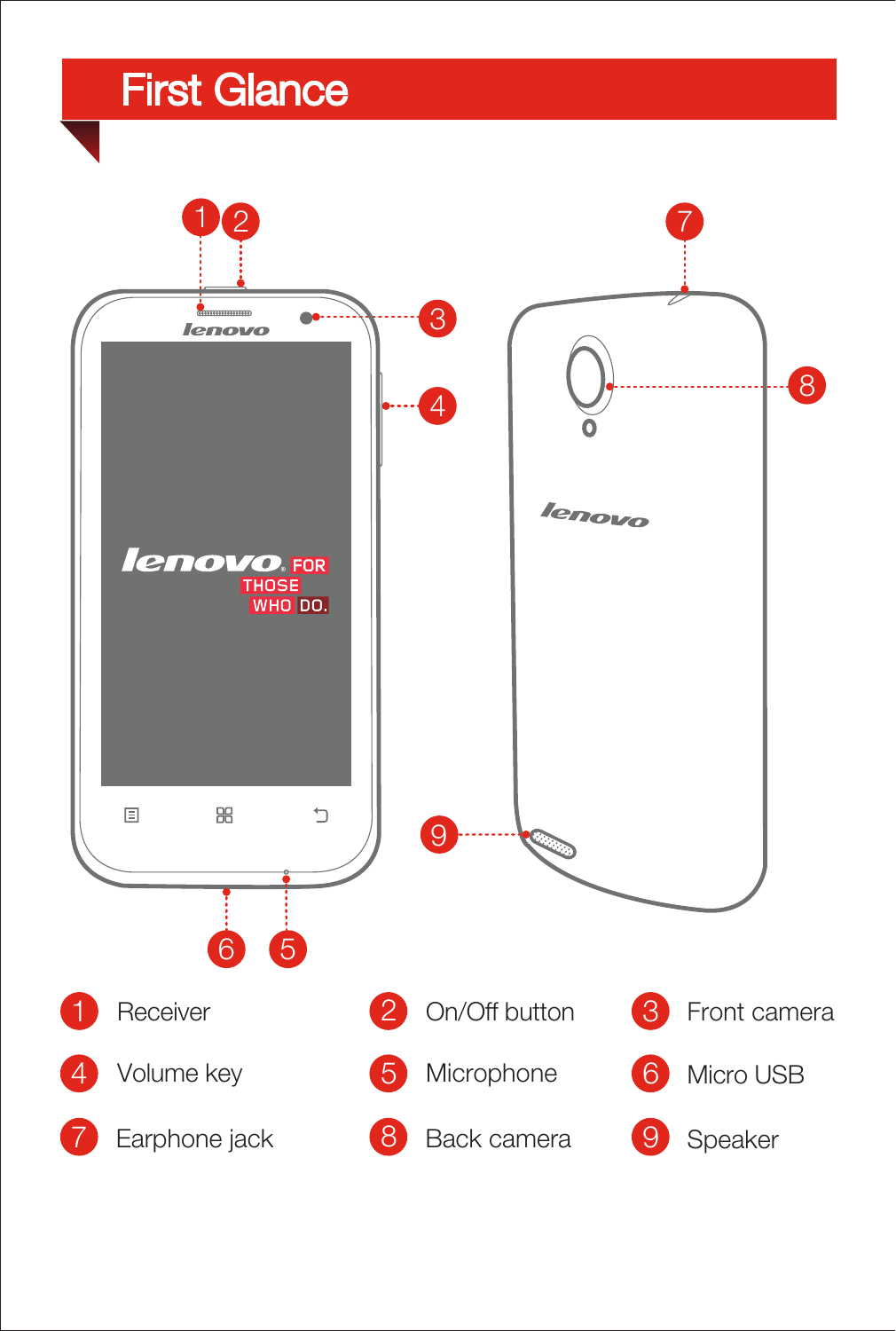# First Glance

1 Receiver

2 On/Off button

3 Front camera

4 Volume key

5 Microphone

6 Micro USB

7 Earphone jack

8 Back camera

9 Speaker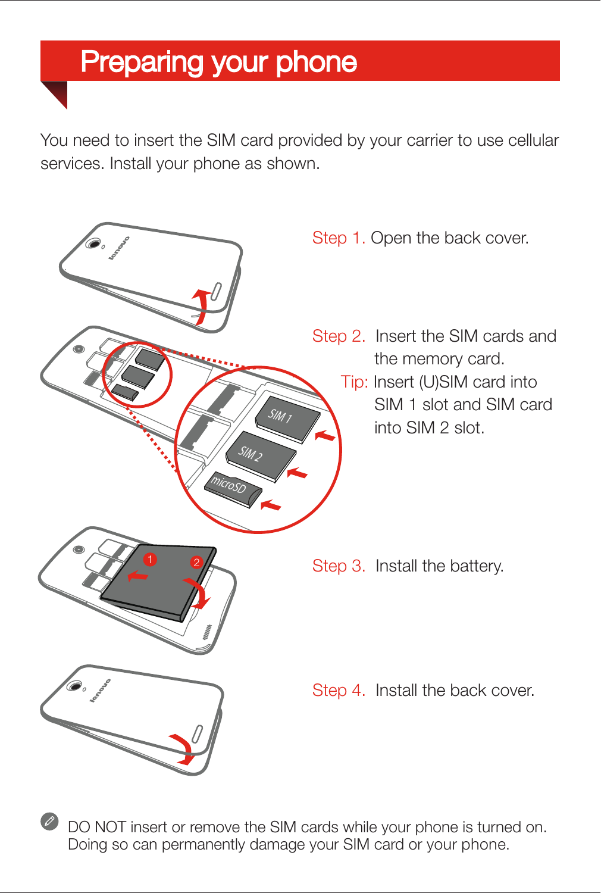# Preparing your phone

You need to insert the SIM card provided by your carrier to use cellular services. Install your phone as shown.

Step 1. Open the back cover.

Step 2. Insert the SIM cards and the memory card.

Tip: Insert (U)SIM card into SIM 1 slot and SIM card into SIM 2 slot.

Step 3. Install the battery.

Step 4. Install the back cover.

DO NOT insert or remove the SIM cards while your phone is turned on. Doing so can permanently damage your SIM card or your phone.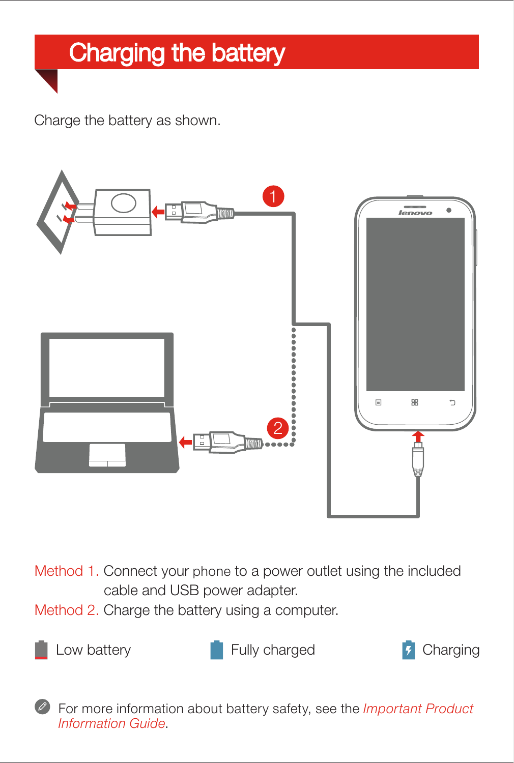# Charging the battery

Charge the battery as shown.

Method 1. Connect your phone to a power outlet using the included cable and USB power adapter.

Method 2. Charge the battery using a computer.

Low battery     Fully charged     Charging

For more information about battery safety, see the *Important Product Information Guide*.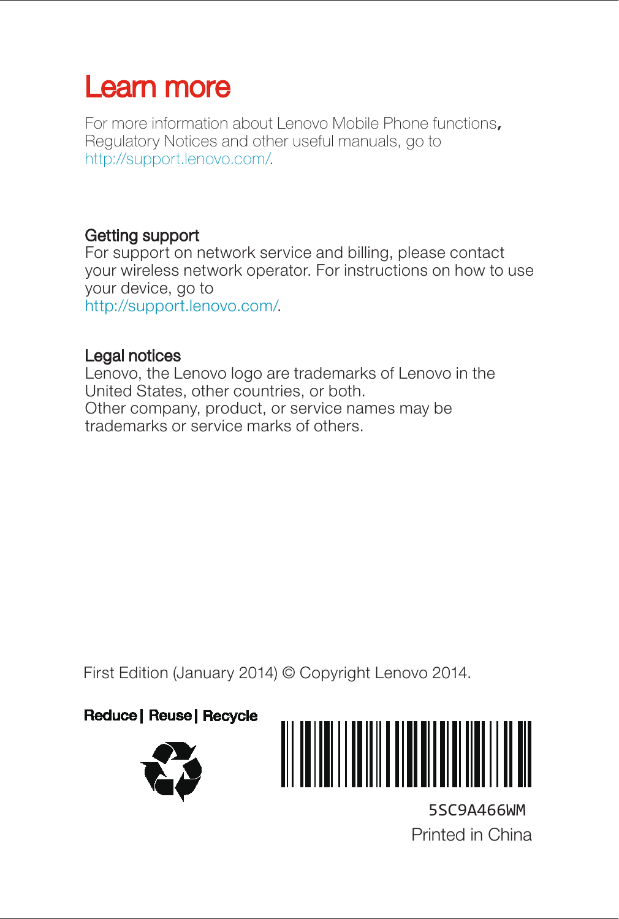# Learn more

For more information about Lenovo Mobile Phone functions, Regulatory Notices and other useful manuals, go to http://support.lenovo.com/.

### Getting support

For support on network service and billing, please contact your wireless network operator. For instructions on how to use your device, go to http://support.lenovo.com/.

### Legal notices

Lenovo, the Lenovo logo are trademarks of Lenovo in the United States, other countries, or both.
Other company, product, or service names may be trademarks or service marks of others.

First Edition (January 2014) © Copyright Lenovo 2014.

**Reduce | Reuse | Recycle**

5SC9A466WM

Printed in China